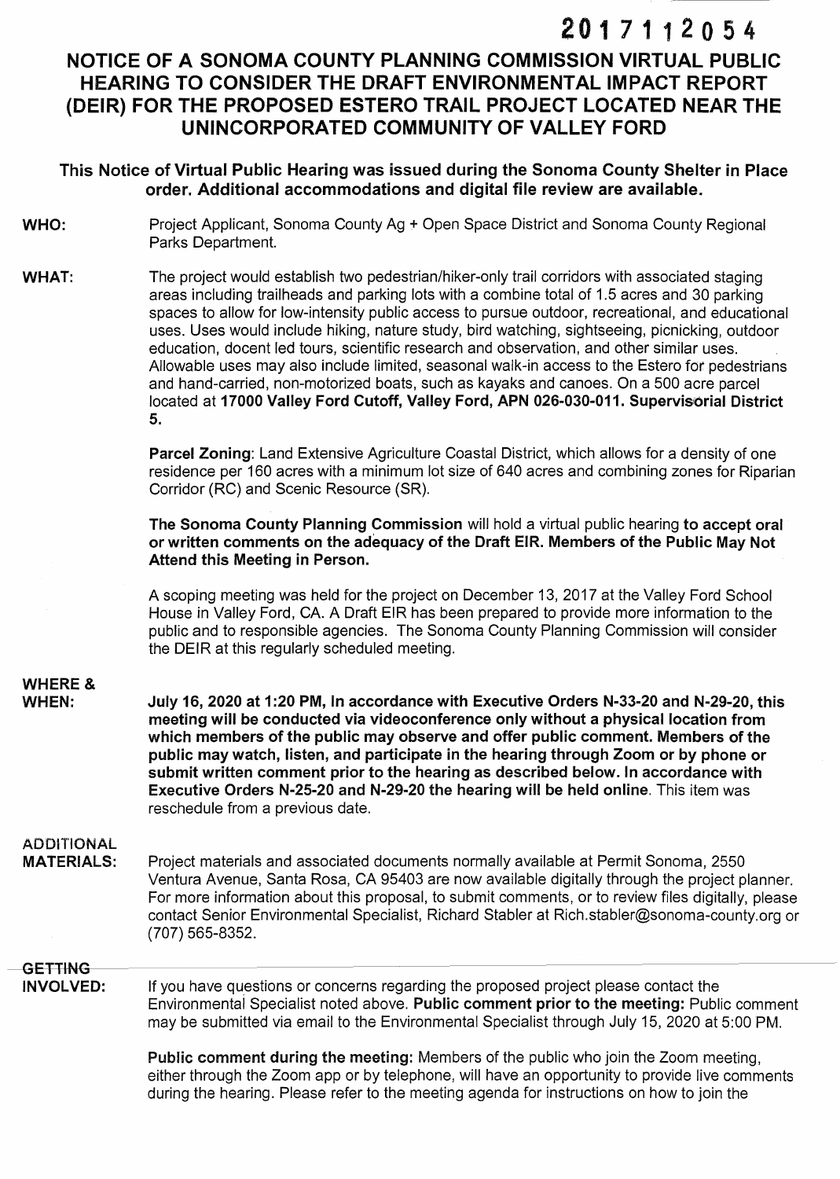2017112054

# NOTICE OF A SONOMA COUNTY PLANNING COMMISSION VIRTUAL PUBLIC HEARING TO CONSIDER THE DRAFT ENVIRONMENTAL IMPACT REPORT (DEIR) FOR THE PROPOSED ESTERO TRAIL PROJECT LOCATED NEAR THE UNINCORPORATED COMMUNITY OF VALLEY FORD

**This Notice of Virtual Public Hearing was issued during the Sonoma County Shelter in Place order. Additional accommodations and digital file review are available.**

**WHO:** Project Applicant, Sonoma County Ag + Open Space District and Sonoma County Regional Parks Department.

**WHAT:** The project would establish two pedestrian/hiker-only trail corridors with associated staging areas including trailheads and parking lots with a combine total of 1.5 acres and 30 parking spaces to allow for low-intensity public access to pursue outdoor, recreational, and educational uses. Uses would include hiking, nature study, bird watching, sightseeing, picnicking, outdoor education, docent led tours, scientific research and observation, and other similar uses. Allowable uses may also include limited, seasonal walk-in access to the Estero for pedestrians and hand-carried, non-motorized boats, such as kayaks and canoes. On a 500 acre parcel located at **17000 Valley Ford Cutoff, Valley Ford, APN 026-030-011. Supervisorial District 5.**

**Parcel Zoning**: Land Extensive Agriculture Coastal District, which allows for a density of one residence per 160 acres with a minimum lot size of 640 acres and combining zones for Riparian Corridor (RC) and Scenic Resource (SR).

**The Sonoma County Planning Commission** will hold a virtual public hearing **to accept oral or written comments on the adequacy of the Draft EIR. Members of the Public May Not Attend this Meeting in Person.**

A scoping meeting was held for the project on December 13, 2017 at the Valley Ford School House in Valley Ford, CA. A Draft EIR has been prepared to provide more information to the public and to responsible agencies. The Sonoma County Planning Commission will consider the DEIR at this regularly scheduled meeting.

**WHERE & WHEN:** **July 16, 2020 at 1:20 PM, In accordance with Executive Orders N-33-20 and N-29-20, this meeting will be conducted via videoconference only without a physical location from which members of the public may observe and offer public comment. Members of the public may watch, listen, and participate in the hearing through Zoom or by phone or submit written comment prior to the hearing as described below. In accordance with Executive Orders N-25-20 and N-29-20 the hearing will be held online**. This item was reschedule from a previous date.

**ADDITIONAL MATERIALS:** Project materials and associated documents normally available at Permit Sonoma, 2550 Ventura Avenue, Santa Rosa, CA 95403 are now available digitally through the project planner. For more information about this proposal, to submit comments, or to review files digitally, please contact Senior Environmental Specialist, Richard Stabler at Rich.stabler@sonoma-county.org or (707) 565-8352.

**GETTING INVOLVED:** If you have questions or concerns regarding the proposed project please contact the Environmental Specialist noted above. **Public comment prior to the meeting:** Public comment may be submitted via email to the Environmental Specialist through July 15, 2020 at 5:00 PM.

**Public comment during the meeting:** Members of the public who join the Zoom meeting, either through the Zoom app or by telephone, will have an opportunity to provide live comments during the hearing. Please refer to the meeting agenda for instructions on how to join the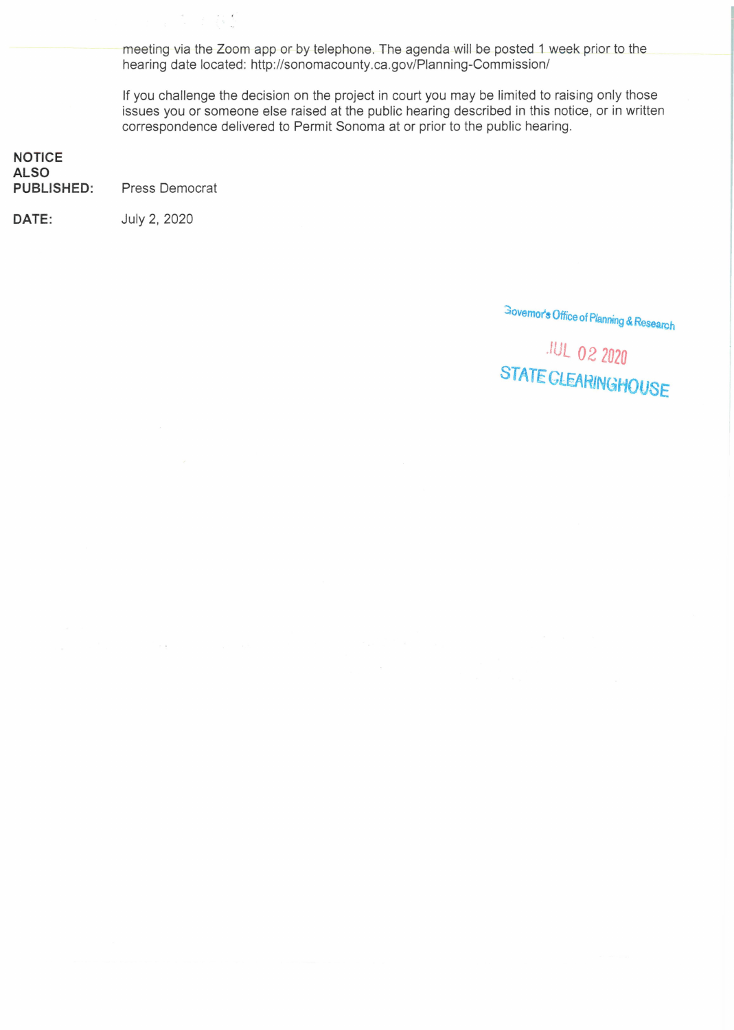meeting via the Zoom app or by telephone. The agenda will be posted 1 week prior to the hearing date located: http://sonomacounty.ca.gov/Planning-Commission/

If you challenge the decision on the project in court you may be limited to raising only those issues you or someone else raised at the public hearing described in this notice, or in written correspondence delivered to Permit Sonoma at or prior to the public hearing.

**NOTICE ALSO PUBLISHED:** Press Democrat

**DATE:** July 2, 2020

Governor's Office of Planning & Research

JUL 02 2020

STATE CLEARINGHOUSE